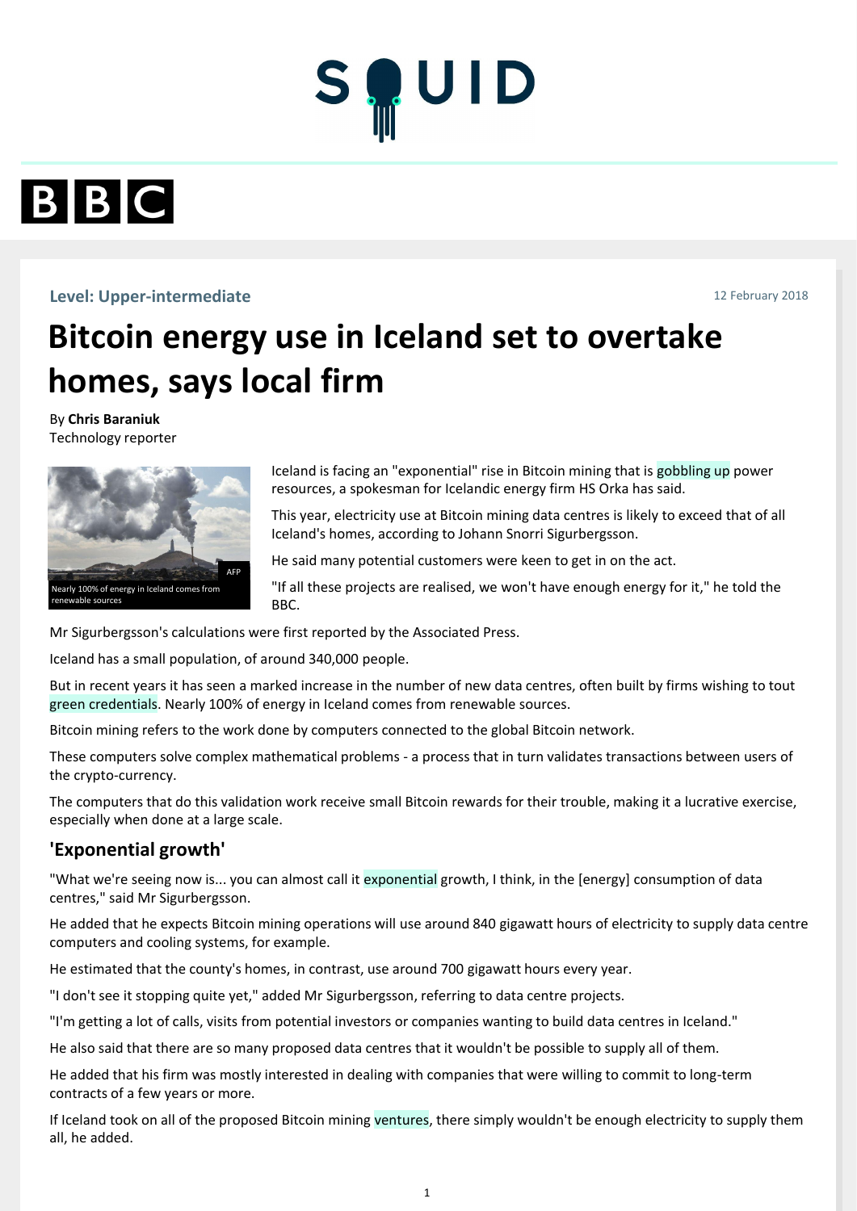**Level: Upper-intermediate**

12 February 2018

# Bitcoin energy use in Iceland set to overtake homes, says local firm

By **Chris Baraniuk**
Technology reporter

Nearly 100% of energy in Iceland comes from renewable sources

Iceland is facing an "exponential" rise in Bitcoin mining that is gobbling up power resources, a spokesman for Icelandic energy firm HS Orka has said.

This year, electricity use at Bitcoin mining data centres is likely to exceed that of all Iceland's homes, according to Johann Snorri Sigurbergsson.

He said many potential customers were keen to get in on the act.

"If all these projects are realised, we won't have enough energy for it," he told the BBC.

Mr Sigurbergsson's calculations were first reported by the Associated Press.

Iceland has a small population, of around 340,000 people.

But in recent years it has seen a marked increase in the number of new data centres, often built by firms wishing to tout green credentials. Nearly 100% of energy in Iceland comes from renewable sources.

Bitcoin mining refers to the work done by computers connected to the global Bitcoin network.

These computers solve complex mathematical problems - a process that in turn validates transactions between users of the crypto-currency.

The computers that do this validation work receive small Bitcoin rewards for their trouble, making it a lucrative exercise, especially when done at a large scale.

## 'Exponential growth'

"What we're seeing now is... you can almost call it exponential growth, I think, in the [energy] consumption of data centres," said Mr Sigurbergsson.

He added that he expects Bitcoin mining operations will use around 840 gigawatt hours of electricity to supply data centre computers and cooling systems, for example.

He estimated that the county's homes, in contrast, use around 700 gigawatt hours every year.

"I don't see it stopping quite yet," added Mr Sigurbergsson, referring to data centre projects.

"I'm getting a lot of calls, visits from potential investors or companies wanting to build data centres in Iceland."

He also said that there are so many proposed data centres that it wouldn't be possible to supply all of them.

He added that his firm was mostly interested in dealing with companies that were willing to commit to long-term contracts of a few years or more.

If Iceland took on all of the proposed Bitcoin mining ventures, there simply wouldn't be enough electricity to supply them all, he added.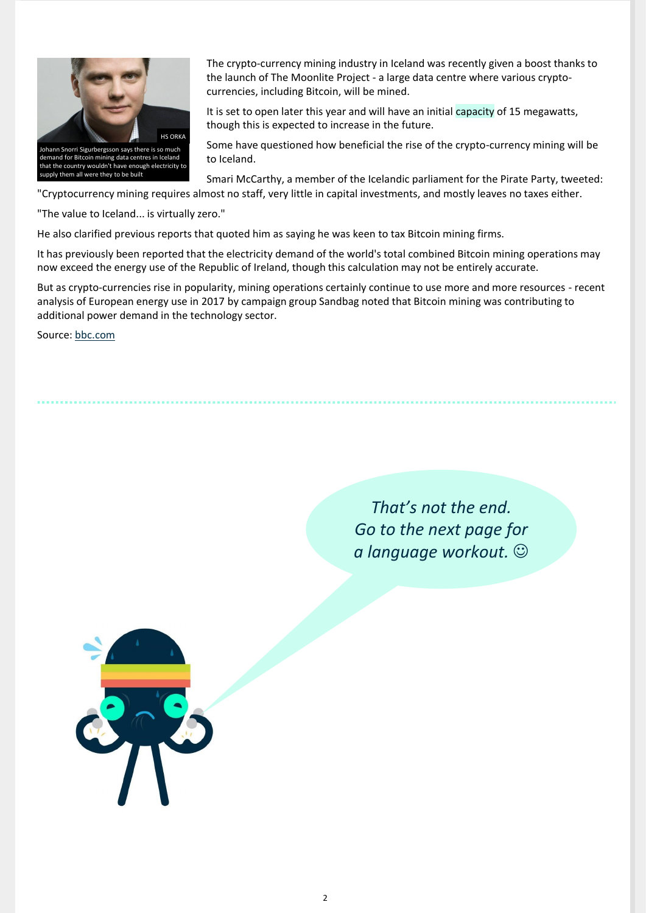Johann Snorri Sigurbergsson says there is so much demand for Bitcoin mining data centres in Iceland that the country wouldn't have enough electricity to supply them all were they to be built

The crypto-currency mining industry in Iceland was recently given a boost thanks to the launch of The Moonlite Project - a large data centre where various crypto-currencies, including Bitcoin, will be mined.

It is set to open later this year and will have an initial capacity of 15 megawatts, though this is expected to increase in the future.

Some have questioned how beneficial the rise of the crypto-currency mining will be to Iceland.

Smari McCarthy, a member of the Icelandic parliament for the Pirate Party, tweeted: "Cryptocurrency mining requires almost no staff, very little in capital investments, and mostly leaves no taxes either.

"The value to Iceland... is virtually zero."

He also clarified previous reports that quoted him as saying he was keen to tax Bitcoin mining firms.

It has previously been reported that the electricity demand of the world's total combined Bitcoin mining operations may now exceed the energy use of the Republic of Ireland, though this calculation may not be entirely accurate.

But as crypto-currencies rise in popularity, mining operations certainly continue to use more and more resources - recent analysis of European energy use in 2017 by campaign group Sandbag noted that Bitcoin mining was contributing to additional power demand in the technology sector.

Source: bbc.com

*That's not the end. Go to the next page for a language workout.* ☺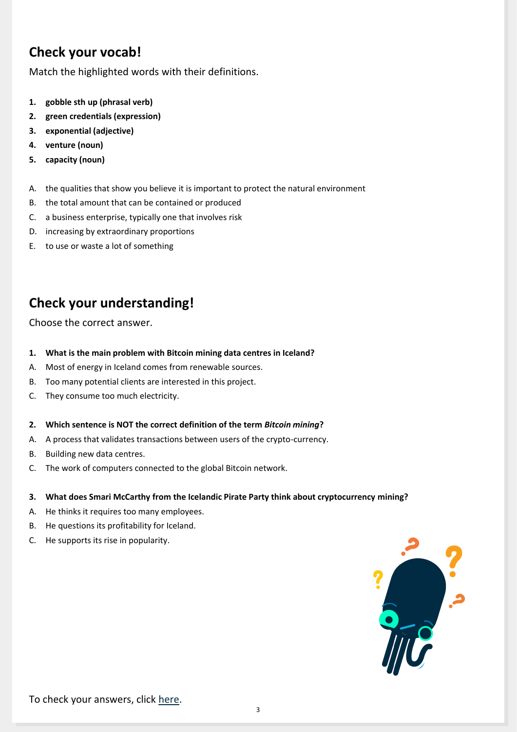## Check your vocab!

Match the highlighted words with their definitions.

1. **gobble sth up (phrasal verb)**
2. **green credentials (expression)**
3. **exponential (adjective)**
4. **venture (noun)**
5. **capacity (noun)**

A. the qualities that show you believe it is important to protect the natural environment
B. the total amount that can be contained or produced
C. a business enterprise, typically one that involves risk
D. increasing by extraordinary proportions
E. to use or waste a lot of something

## Check your understanding!

Choose the correct answer.

1. **What is the main problem with Bitcoin mining data centres in Iceland?**

A. Most of energy in Iceland comes from renewable sources.
B. Too many potential clients are interested in this project.
C. They consume too much electricity.

2. **Which sentence is NOT the correct definition of the term *Bitcoin mining*?**

A. A process that validates transactions between users of the crypto-currency.
B. Building new data centres.
C. The work of computers connected to the global Bitcoin network.

3. **What does Smari McCarthy from the Icelandic Pirate Party think about cryptocurrency mining?**

A. He thinks it requires too many employees.
B. He questions its profitability for Iceland.
C. He supports its rise in popularity.

To check your answers, click here.